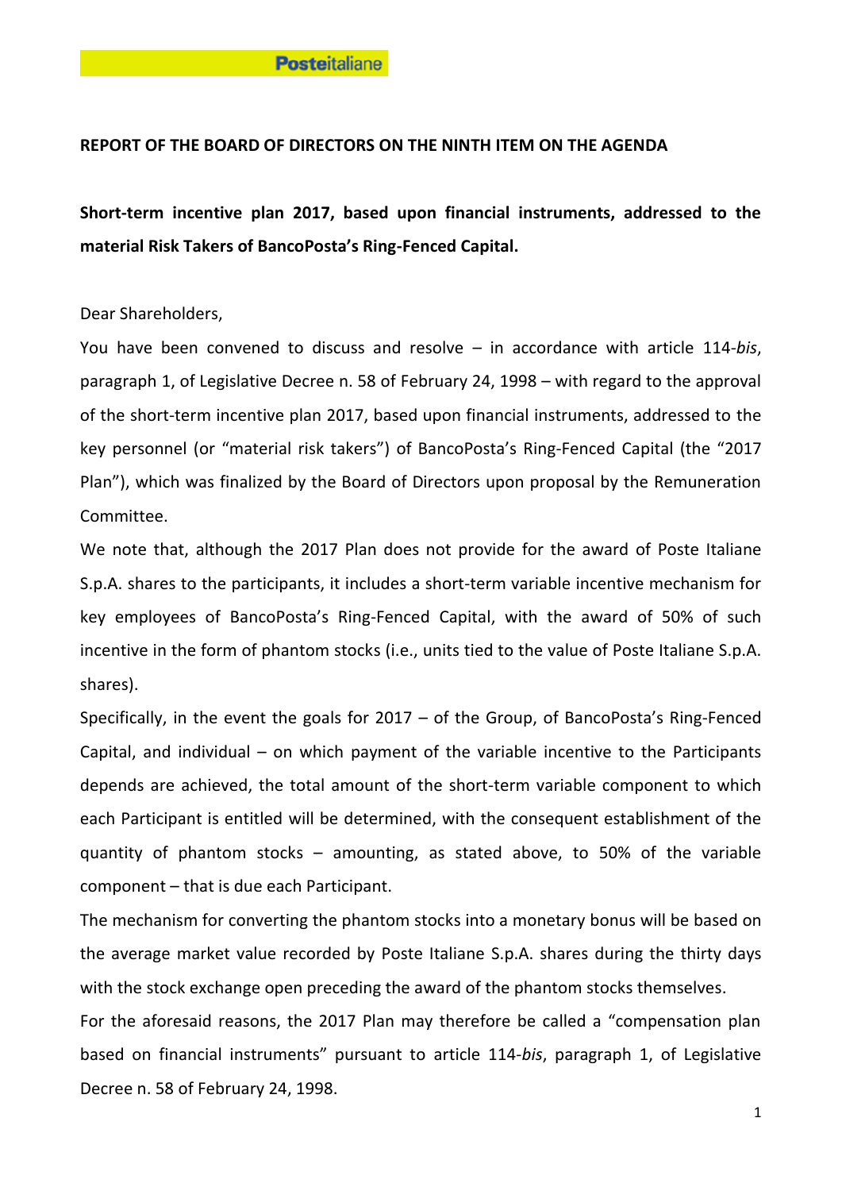**REPORT OF THE BOARD OF DIRECTORS ON THE NINTH ITEM ON THE AGENDA**

**Short-term incentive plan 2017, based upon financial instruments, addressed to the material Risk Takers of BancoPosta's Ring-Fenced Capital.**

Dear Shareholders,

You have been convened to discuss and resolve – in accordance with article 114-*bis*, paragraph 1, of Legislative Decree n. 58 of February 24, 1998 – with regard to the approval of the short-term incentive plan 2017, based upon financial instruments, addressed to the key personnel (or "material risk takers") of BancoPosta's Ring-Fenced Capital (the "2017 Plan"), which was finalized by the Board of Directors upon proposal by the Remuneration Committee.

We note that, although the 2017 Plan does not provide for the award of Poste Italiane S.p.A. shares to the participants, it includes a short-term variable incentive mechanism for key employees of BancoPosta's Ring-Fenced Capital, with the award of 50% of such incentive in the form of phantom stocks (i.e., units tied to the value of Poste Italiane S.p.A. shares).

Specifically, in the event the goals for 2017 – of the Group, of BancoPosta's Ring-Fenced Capital, and individual – on which payment of the variable incentive to the Participants depends are achieved, the total amount of the short-term variable component to which each Participant is entitled will be determined, with the consequent establishment of the quantity of phantom stocks – amounting, as stated above, to 50% of the variable component – that is due each Participant.

The mechanism for converting the phantom stocks into a monetary bonus will be based on the average market value recorded by Poste Italiane S.p.A. shares during the thirty days with the stock exchange open preceding the award of the phantom stocks themselves.

For the aforesaid reasons, the 2017 Plan may therefore be called a "compensation plan based on financial instruments" pursuant to article 114-*bis*, paragraph 1, of Legislative Decree n. 58 of February 24, 1998.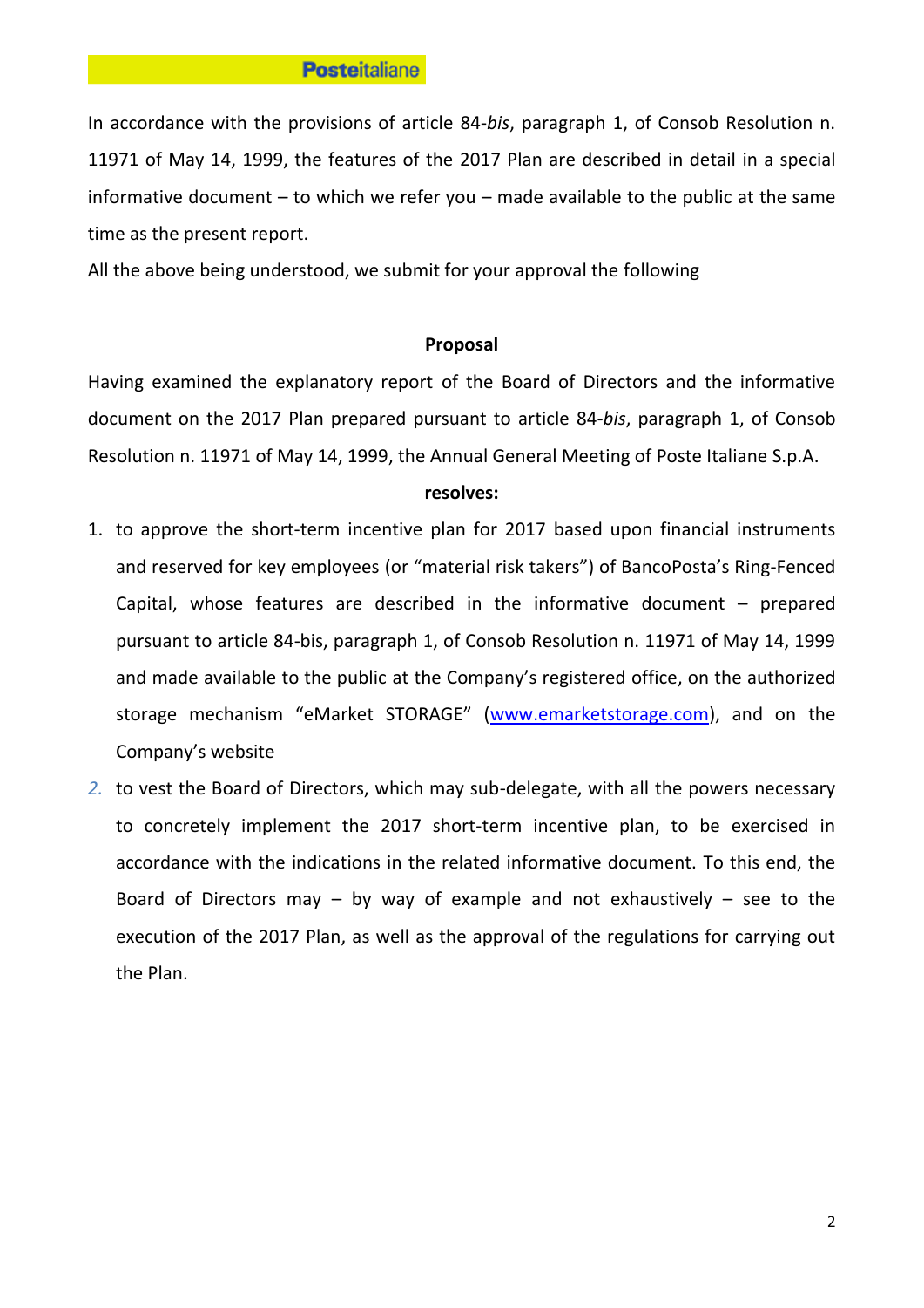In accordance with the provisions of article 84-*bis*, paragraph 1, of Consob Resolution n. 11971 of May 14, 1999, the features of the 2017 Plan are described in detail in a special informative document – to which we refer you – made available to the public at the same time as the present report.

All the above being understood, we submit for your approval the following

**Proposal**

Having examined the explanatory report of the Board of Directors and the informative document on the 2017 Plan prepared pursuant to article 84-*bis*, paragraph 1, of Consob Resolution n. 11971 of May 14, 1999, the Annual General Meeting of Poste Italiane S.p.A.

**resolves:**

1. to approve the short-term incentive plan for 2017 based upon financial instruments and reserved for key employees (or "material risk takers") of BancoPosta's Ring-Fenced Capital, whose features are described in the informative document – prepared pursuant to article 84-bis, paragraph 1, of Consob Resolution n. 11971 of May 14, 1999 and made available to the public at the Company's registered office, on the authorized storage mechanism "eMarket STORAGE" (www.emarketstorage.com), and on the Company's website
2. to vest the Board of Directors, which may sub-delegate, with all the powers necessary to concretely implement the 2017 short-term incentive plan, to be exercised in accordance with the indications in the related informative document. To this end, the Board of Directors may – by way of example and not exhaustively – see to the execution of the 2017 Plan, as well as the approval of the regulations for carrying out the Plan.